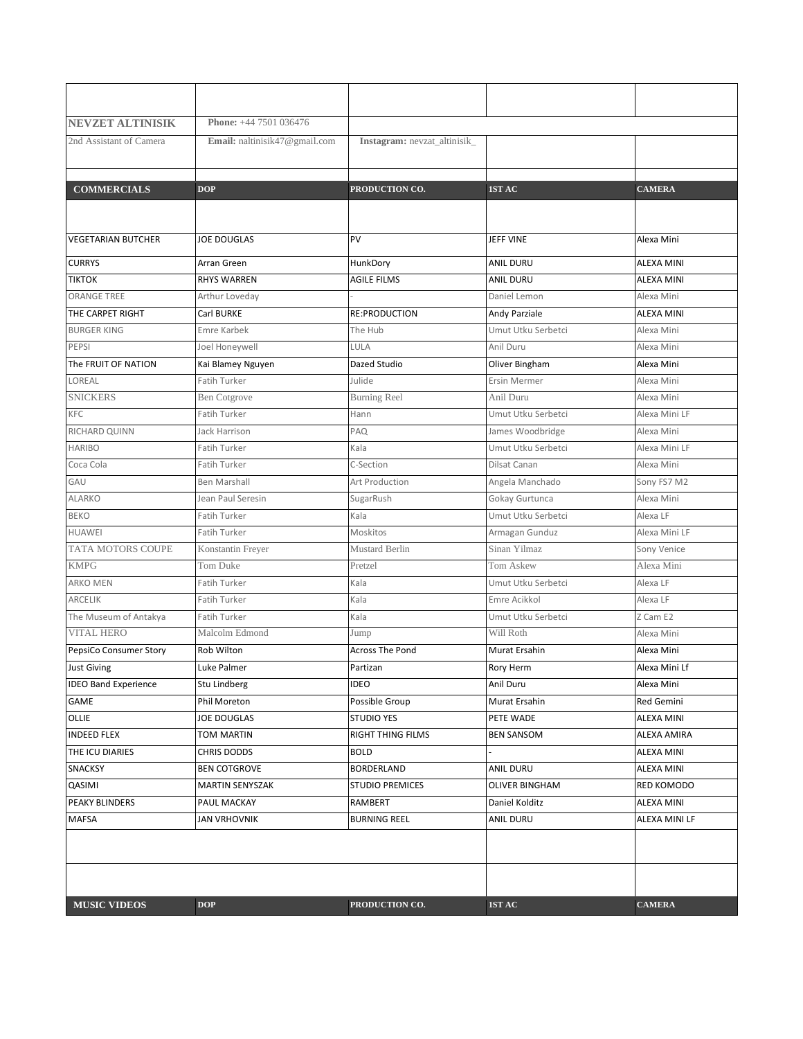**NEVZET ALTINISIK**

2nd Assistant of Camera

**Phone:** +44 7501 036476

**Email:** naltinisik47@gmail.com

**Instagram:** nevzat_altinisik_

| COMMERCIALS | DOP | PRODUCTION CO. | 1ST AC | CAMERA |
|---|---|---|---|---|
| VEGETARIAN BUTCHER | JOE DOUGLAS | PV | JEFF VINE | Alexa Mini |
| CURRYS | Arran Green | HunkDory | ANIL DURU | ALEXA MINI |
| TIKTOK | RHYS WARREN | AGILE FILMS | ANIL DURU | ALEXA MINI |
| ORANGE TREE | Arthur Loveday | - | Daniel Lemon | Alexa Mini |
| THE CARPET RIGHT | Carl BURKE | RE:PRODUCTION | Andy Parziale | ALEXA MINI |
| BURGER KING | Emre Karbek | The Hub | Umut Utku Serbetci | Alexa Mini |
| PEPSI | Joel Honeywell | LULA | Anil Duru | Alexa Mini |
| The FRUIT OF NATION | Kai Blamey Nguyen | Dazed Studio | Oliver Bingham | Alexa Mini |
| LOREAL | Fatih Turker | Julide | Ersin Mermer | Alexa Mini |
| SNICKERS | Ben Cotgrove | Burning Reel | Anil Duru | Alexa Mini |
| KFC | Fatih Turker | Hann | Umut Utku Serbetci | Alexa Mini LF |
| RICHARD QUINN | Jack Harrison | PAQ | James Woodbridge | Alexa Mini |
| HARIBO | Fatih Turker | Kala | Umut Utku Serbetci | Alexa Mini LF |
| Coca Cola | Fatih Turker | C-Section | Dilsat Canan | Alexa Mini |
| GAU | Ben Marshall | Art Production | Angela Manchado | Sony FS7 M2 |
| ALARKO | Jean Paul Seresin | SugarRush | Gokay Gurtunca | Alexa Mini |
| BEKO | Fatih Turker | Kala | Umut Utku Serbetci | Alexa LF |
| HUAWEI | Fatih Turker | Moskitos | Armagan Gunduz | Alexa Mini LF |
| TATA MOTORS COUPE | Konstantin Freyer | Mustard Berlin | Sinan Yilmaz | Sony Venice |
| KMPG | Tom Duke | Pretzel | Tom Askew | Alexa Mini |
| ARKO MEN | Fatih Turker | Kala | Umut Utku Serbetci | Alexa LF |
| ARCELIK | Fatih Turker | Kala | Emre Acikkol | Alexa LF |
| The Museum of Antakya | Fatih Turker | Kala | Umut Utku Serbetci | Z Cam E2 |
| VITAL HERO | Malcolm Edmond | Jump | Will Roth | Alexa Mini |
| PepsiCo Consumer Story | Rob Wilton | Across The Pond | Murat Ersahin | Alexa Mini |
| Just Giving | Luke Palmer | Partizan | Rory Herm | Alexa Mini Lf |
| IDEO Band Experience | Stu Lindberg | IDEO | Anil Duru | Alexa Mini |
| GAME | Phil Moreton | Possible Group | Murat Ersahin | Red Gemini |
| OLLIE | JOE DOUGLAS | STUDIO YES | PETE WADE | ALEXA MINI |
| INDEED FLEX | TOM MARTIN | RIGHT THING FILMS | BEN SANSOM | ALEXA AMIRA |
| THE ICU DIARIES | CHRIS DODDS | BOLD | - | ALEXA MINI |
| SNACKSY | BEN COTGROVE | BORDERLAND | ANIL DURU | ALEXA MINI |
| QASIMI | MARTIN SENYSZAK | STUDIO PREMICES | OLIVER BINGHAM | RED KOMODO |
| PEAKY BLINDERS | PAUL MACKAY | RAMBERT | Daniel Kolditz | ALEXA MINI |
| MAFSA | JAN VRHOVNIK | BURNING REEL | ANIL DURU | ALEXA MINI LF |

| MUSIC VIDEOS | DOP | PRODUCTION CO. | 1ST AC | CAMERA |
|---|---|---|---|---|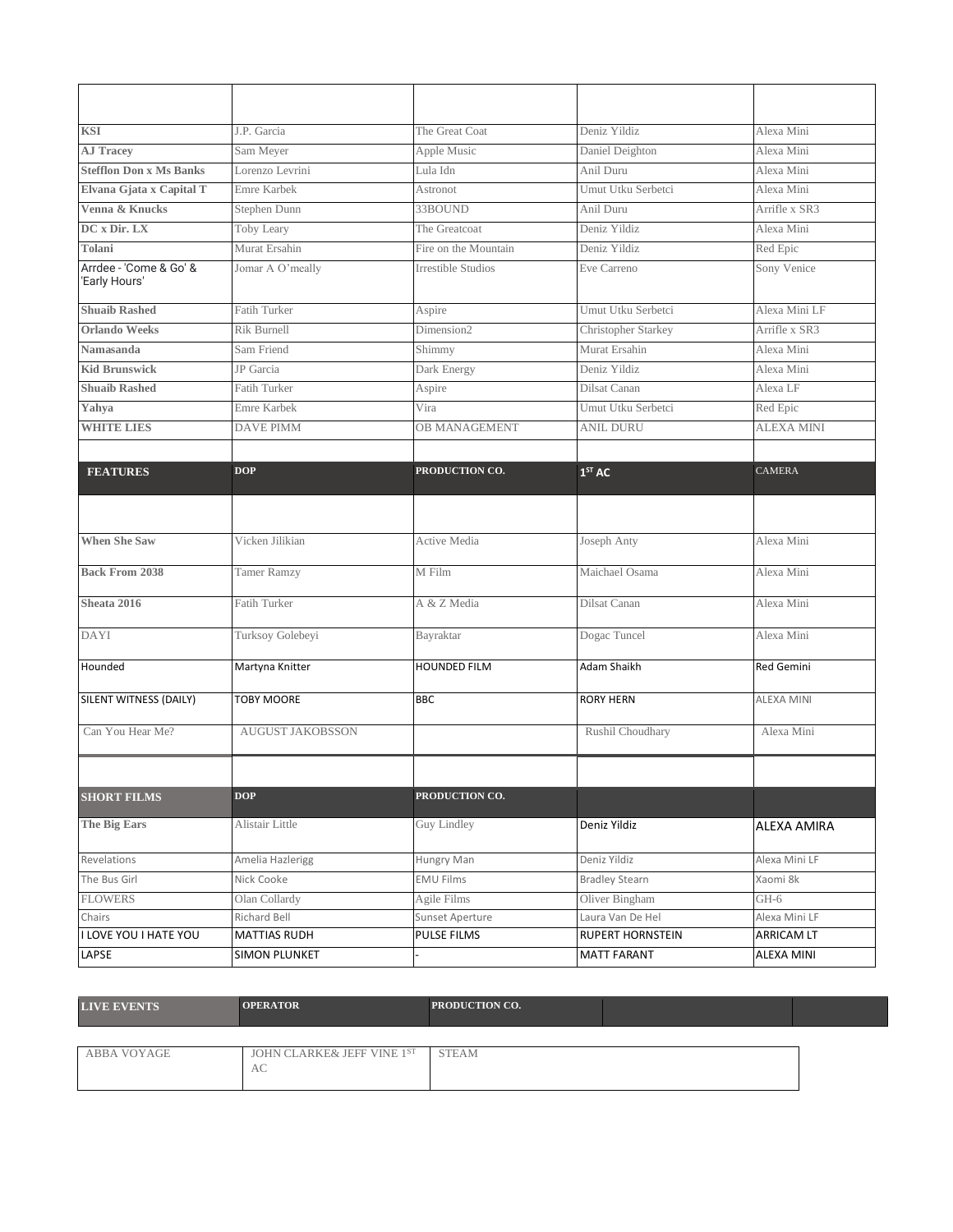| | | | | |
|---|---|---|---|---|
| **KSI** | J.P. Garcia | The Great Coat | Deniz Yildiz | Alexa Mini |
| **AJ Tracey** | Sam Meyer | Apple Music | Daniel Deighton | Alexa Mini |
| **Stefflon Don x Ms Banks** | Lorenzo Levrini | Lula Idn | Anil Duru | Alexa Mini |
| **Elvana Gjata x Capital T** | Emre Karbek | Astronot | Umut Utku Serbetci | Alexa Mini |
| **Venna & Knucks** | Stephen Dunn | 33BOUND | Anil Duru | Arrifle x SR3 |
| **DC x Dir. LX** | Toby Leary | The Greatcoat | Deniz Yildiz | Alexa Mini |
| **Tolani** | Murat Ersahin | Fire on the Mountain | Deniz Yildiz | Red Epic |
| Arrdee - 'Come & Go' & 'Early Hours' | Jomar A O'meally | Irrestible Studios | Eve Carreno | Sony Venice |
| **Shuaib Rashed** | Fatih Turker | Aspire | Umut Utku Serbetci | Alexa Mini LF |
| **Orlando Weeks** | Rik Burnell | Dimension2 | Christopher Starkey | Arrifle x SR3 |
| **Namasanda** | Sam Friend | Shimmy | Murat Ersahin | Alexa Mini |
| **Kid Brunswick** | JP Garcia | Dark Energy | Deniz Yildiz | Alexa Mini |
| **Shuaib Rashed** | Fatih Turker | Aspire | Dilsat Canan | Alexa LF |
| **Yahya** | Emre Karbek | Vira | Umut Utku Serbetci | Red Epic |
| **WHITE LIES** | DAVE PIMM | OB MANAGEMENT | ANIL DURU | ALEXA MINI |

| **FEATURES** | **DOP** | **PRODUCTION CO.** | **1ST AC** | **CAMERA** |
|---|---|---|---|---|
| **When She Saw** | Vicken Jilikian | Active Media | Joseph Anty | Alexa Mini |
| **Back From 2038** | Tamer Ramzy | M Film | Maichael Osama | Alexa Mini |
| **Sheata 2016** | Fatih Turker | A & Z Media | Dilsat Canan | Alexa Mini |
| DAYI | Turksoy Golebeyi | Bayraktar | Dogac Tuncel | Alexa Mini |
| Hounded | Martyna Knitter | HOUNDED FILM | Adam Shaikh | Red Gemini |
| SILENT WITNESS (DAILY) | TOBY MOORE | BBC | RORY HERN | ALEXA MINI |
| Can You Hear Me? | AUGUST JAKOBSSON | | Rushil Choudhary | Alexa Mini |

| **SHORT FILMS** | **DOP** | **PRODUCTION CO.** | | |
|---|---|---|---|---|
| **The Big Ears** | Alistair Little | Guy Lindley | Deniz Yildiz | ALEXA AMIRA |
| Revelations | Amelia Hazlerigg | Hungry Man | Deniz Yildiz | Alexa Mini LF |
| The Bus Girl | Nick Cooke | EMU Films | Bradley Stearn | Xaomi 8k |
| FLOWERS | Olan Collardy | Agile Films | Oliver Bingham | GH-6 |
| Chairs | Richard Bell | Sunset Aperture | Laura Van De Hel | Alexa Mini LF |
| I LOVE YOU I HATE YOU | MATTIAS RUDH | PULSE FILMS | RUPERT HORNSTEIN | ARRICAM LT |
| LAPSE | SIMON PLUNKET | - | MATT FARANT | ALEXA MINI |

| **LIVE EVENTS** | **OPERATOR** | **PRODUCTION CO.** |
|---|---|---|
| ABBA VOYAGE | JOHN CLARKE& JEFF VINE 1ST AC | STEAM |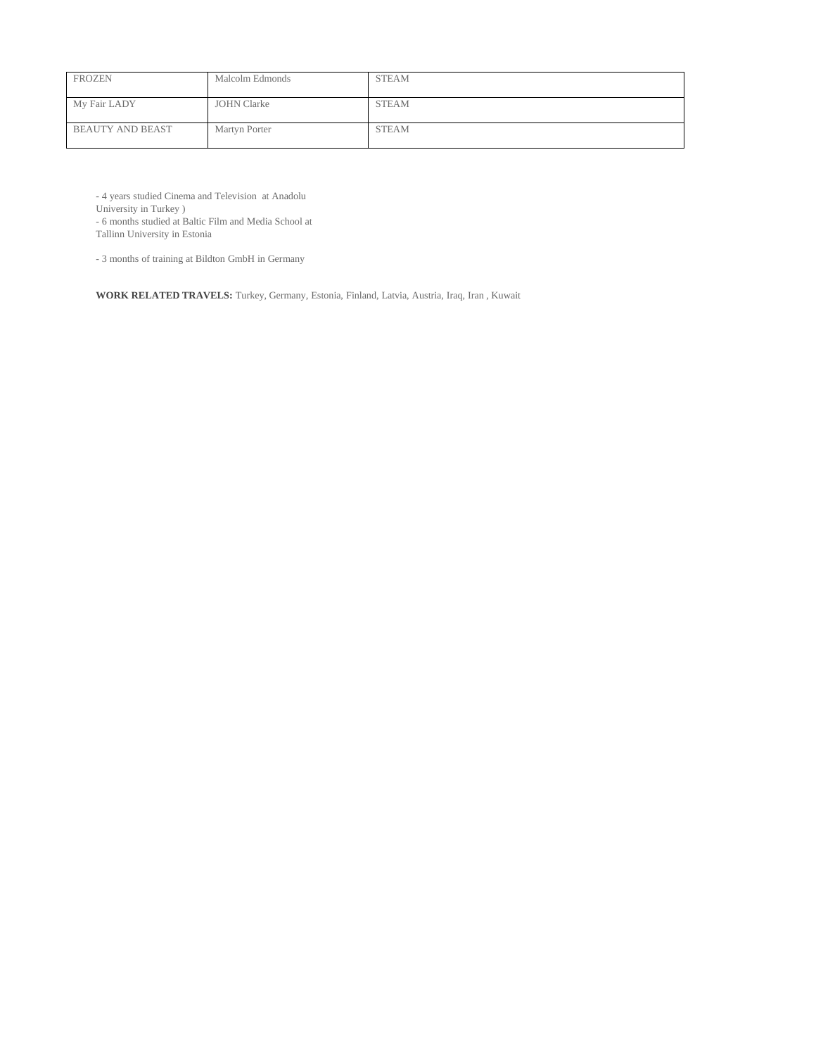| | | |
|---|---|---|
| FROZEN | Malcolm Edmonds | STEAM |
| My Fair LADY | JOHN Clarke | STEAM |
| BEAUTY AND BEAST | Martyn Porter | STEAM |

- 4 years studied Cinema and Television at Anadolu University in Turkey )
- 6 months studied at Baltic Film and Media School at Tallinn University in Estonia

- 3 months of training at Bildton GmbH in Germany

**WORK RELATED TRAVELS:** Turkey, Germany, Estonia, Finland, Latvia, Austria, Iraq, Iran , Kuwait